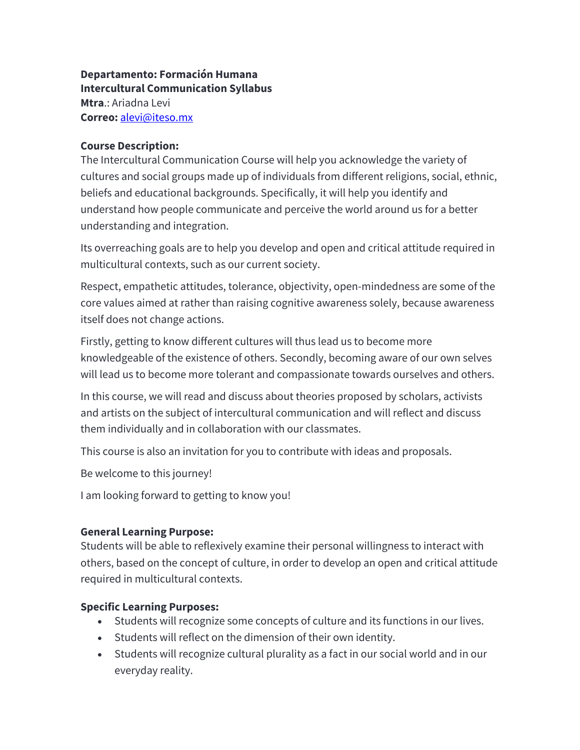**Departamento: Formación Humana**
**Intercultural Communication Syllabus**
**Mtra**.: Ariadna Levi
**Correo:** alevi@iteso.mx

**Course Description:**
The Intercultural Communication Course will help you acknowledge the variety of cultures and social groups made up of individuals from different religions, social, ethnic, beliefs and educational backgrounds. Specifically, it will help you identify and understand how people communicate and perceive the world around us for a better understanding and integration.

Its overreaching goals are to help you develop and open and critical attitude required in multicultural contexts, such as our current society.

Respect, empathetic attitudes, tolerance, objectivity, open-mindedness are some of the core values aimed at rather than raising cognitive awareness solely, because awareness itself does not change actions.

Firstly, getting to know different cultures will thus lead us to become more knowledgeable of the existence of others. Secondly, becoming aware of our own selves will lead us to become more tolerant and compassionate towards ourselves and others.

In this course, we will read and discuss about theories proposed by scholars, activists and artists on the subject of intercultural communication and will reflect and discuss them individually and in collaboration with our classmates.

This course is also an invitation for you to contribute with ideas and proposals.

Be welcome to this journey!

I am looking forward to getting to know you!

**General Learning Purpose:**
Students will be able to reflexively examine their personal willingness to interact with others, based on the concept of culture, in order to develop an open and critical attitude required in multicultural contexts.

**Specific Learning Purposes:**

- Students will recognize some concepts of culture and its functions in our lives.
- Students will reflect on the dimension of their own identity.
- Students will recognize cultural plurality as a fact in our social world and in our everyday reality.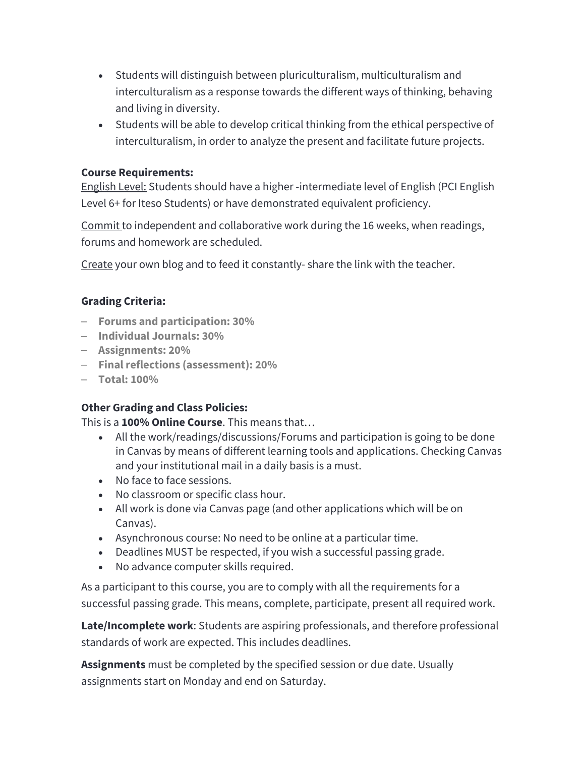- Students will distinguish between pluriculturalism, multiculturalism and interculturalism as a response towards the different ways of thinking, behaving and living in diversity.
- Students will be able to develop critical thinking from the ethical perspective of interculturalism, in order to analyze the present and facilitate future projects.

**Course Requirements:**

<u>English Level:</u> Students should have a higher -intermediate level of English (PCI English Level 6+ for Iteso Students) or have demonstrated equivalent proficiency.

<u>Commit</u> to independent and collaborative work during the 16 weeks, when readings, forums and homework are scheduled.

<u>Create</u> your own blog and to feed it constantly- share the link with the teacher.

**Grading Criteria:**

- **Forums and participation: 30%**
- **Individual Journals: 30%**
- **Assignments: 20%**
- **Final reflections (assessment): 20%**
- **Total: 100%**

**Other Grading and Class Policies:**

This is a **100% Online Course**. This means that…

- All the work/readings/discussions/Forums and participation is going to be done in Canvas by means of different learning tools and applications. Checking Canvas and your institutional mail in a daily basis is a must.
- No face to face sessions.
- No classroom or specific class hour.
- All work is done via Canvas page (and other applications which will be on Canvas).
- Asynchronous course: No need to be online at a particular time.
- Deadlines MUST be respected, if you wish a successful passing grade.
- No advance computer skills required.

As a participant to this course, you are to comply with all the requirements for a successful passing grade. This means, complete, participate, present all required work.

**Late/Incomplete work**: Students are aspiring professionals, and therefore professional standards of work are expected. This includes deadlines.

**Assignments** must be completed by the specified session or due date. Usually assignments start on Monday and end on Saturday.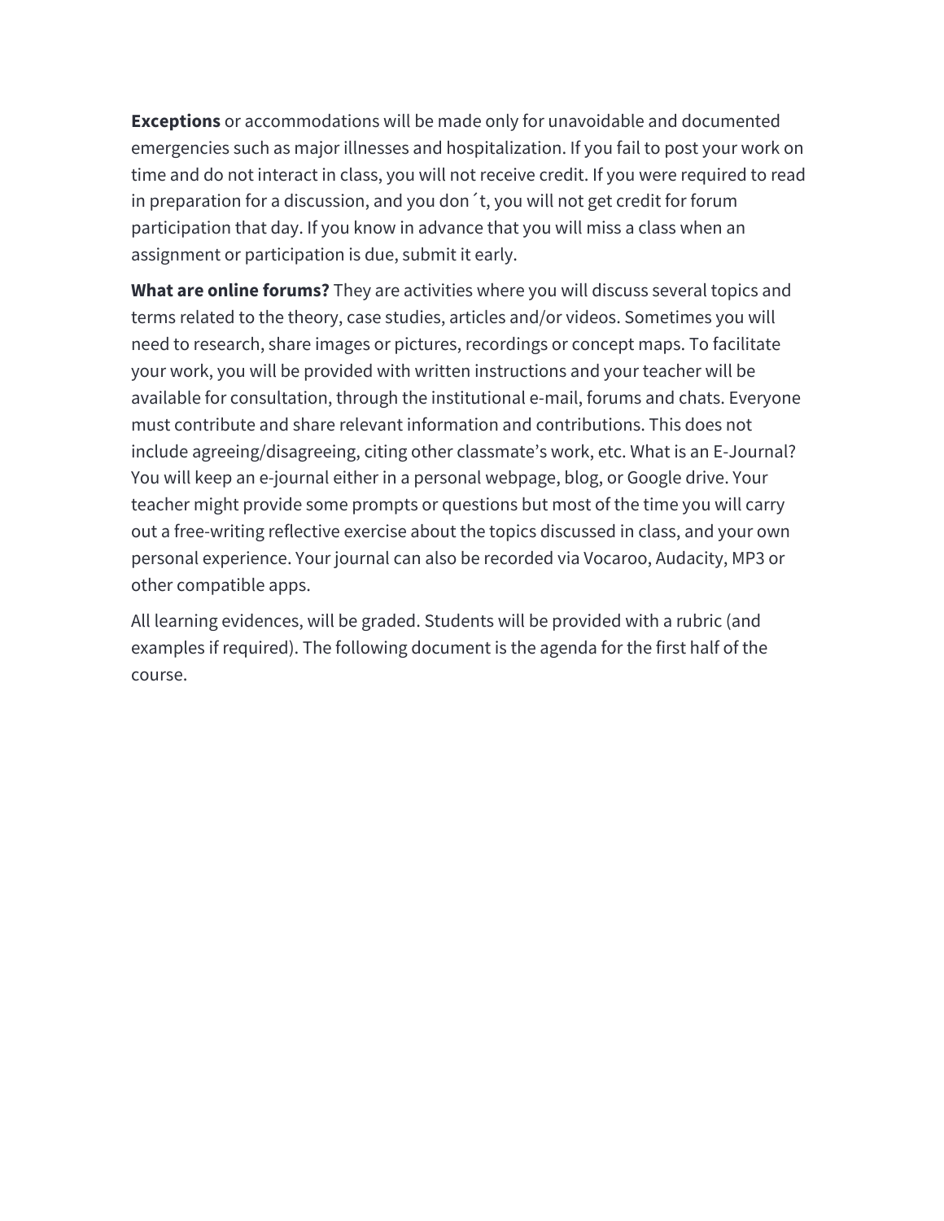**Exceptions** or accommodations will be made only for unavoidable and documented emergencies such as major illnesses and hospitalization. If you fail to post your work on time and do not interact in class, you will not receive credit. If you were required to read in preparation for a discussion, and you don´t, you will not get credit for forum participation that day. If you know in advance that you will miss a class when an assignment or participation is due, submit it early.

**What are online forums?** They are activities where you will discuss several topics and terms related to the theory, case studies, articles and/or videos. Sometimes you will need to research, share images or pictures, recordings or concept maps. To facilitate your work, you will be provided with written instructions and your teacher will be available for consultation, through the institutional e-mail, forums and chats. Everyone must contribute and share relevant information and contributions. This does not include agreeing/disagreeing, citing other classmate's work, etc. What is an E-Journal? You will keep an e-journal either in a personal webpage, blog, or Google drive. Your teacher might provide some prompts or questions but most of the time you will carry out a free-writing reflective exercise about the topics discussed in class, and your own personal experience. Your journal can also be recorded via Vocaroo, Audacity, MP3 or other compatible apps.

All learning evidences, will be graded. Students will be provided with a rubric (and examples if required). The following document is the agenda for the first half of the course.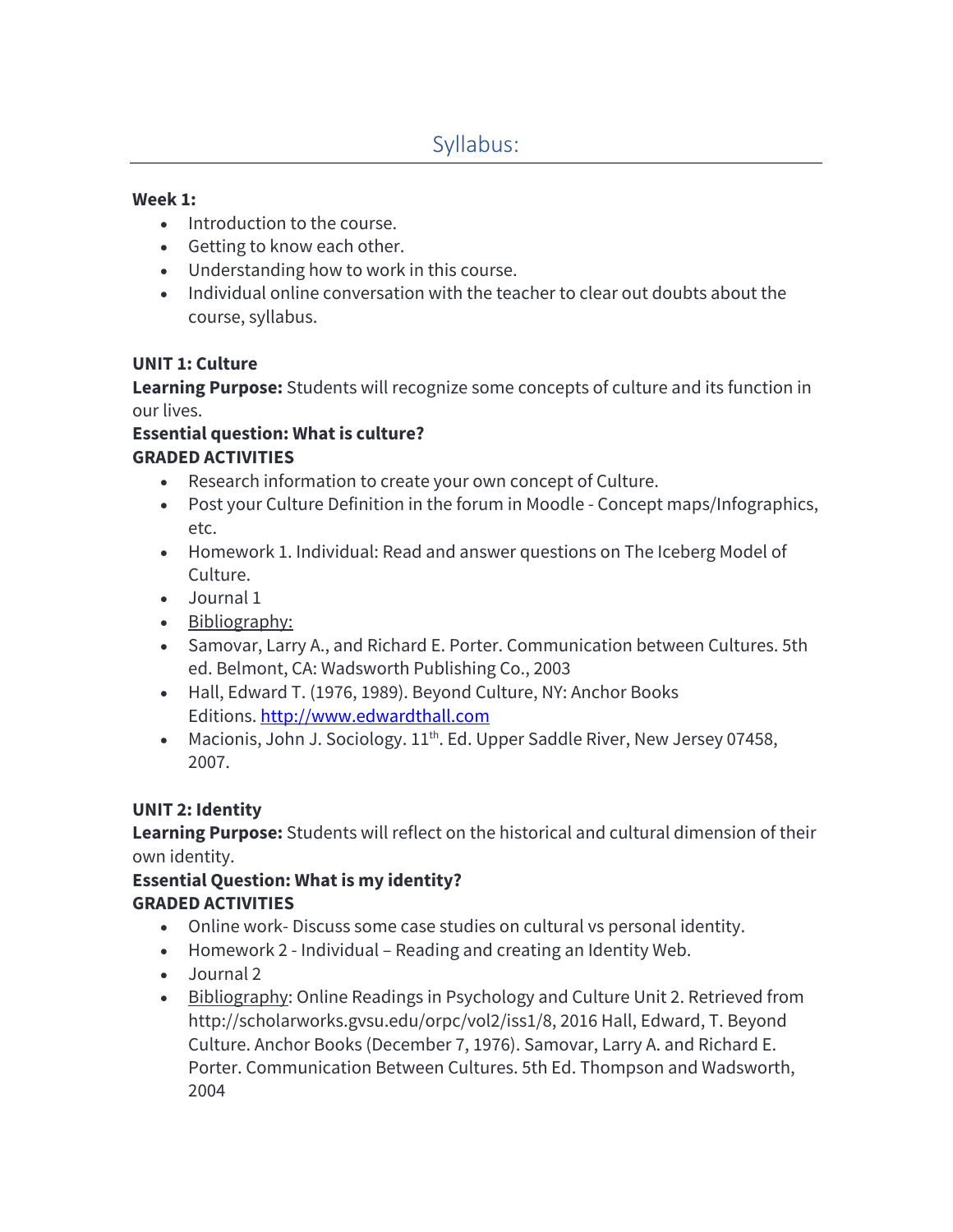# Syllabus:

**Week 1:**

- Introduction to the course.
- Getting to know each other.
- Understanding how to work in this course.
- Individual online conversation with the teacher to clear out doubts about the course, syllabus.

**UNIT 1: Culture**

**Learning Purpose:** Students will recognize some concepts of culture and its function in our lives.

**Essential question: What is culture?**

**GRADED ACTIVITIES**

- Research information to create your own concept of Culture.
- Post your Culture Definition in the forum in Moodle - Concept maps/Infographics, etc.
- Homework 1. Individual: Read and answer questions on The Iceberg Model of Culture.
- Journal 1
- Bibliography:
- Samovar, Larry A., and Richard E. Porter. Communication between Cultures. 5th ed. Belmont, CA: Wadsworth Publishing Co., 2003
- Hall, Edward T. (1976, 1989). Beyond Culture, NY: Anchor Books Editions. http://www.edwardthall.com
- Macionis, John J. Sociology. 11th. Ed. Upper Saddle River, New Jersey 07458, 2007.

**UNIT 2: Identity**

**Learning Purpose:** Students will reflect on the historical and cultural dimension of their own identity.

**Essential Question: What is my identity?**

**GRADED ACTIVITIES**

- Online work- Discuss some case studies on cultural vs personal identity.
- Homework 2 - Individual – Reading and creating an Identity Web.
- Journal 2
- Bibliography: Online Readings in Psychology and Culture Unit 2. Retrieved from http://scholarworks.gvsu.edu/orpc/vol2/iss1/8, 2016 Hall, Edward, T. Beyond Culture. Anchor Books (December 7, 1976). Samovar, Larry A. and Richard E. Porter. Communication Between Cultures. 5th Ed. Thompson and Wadsworth, 2004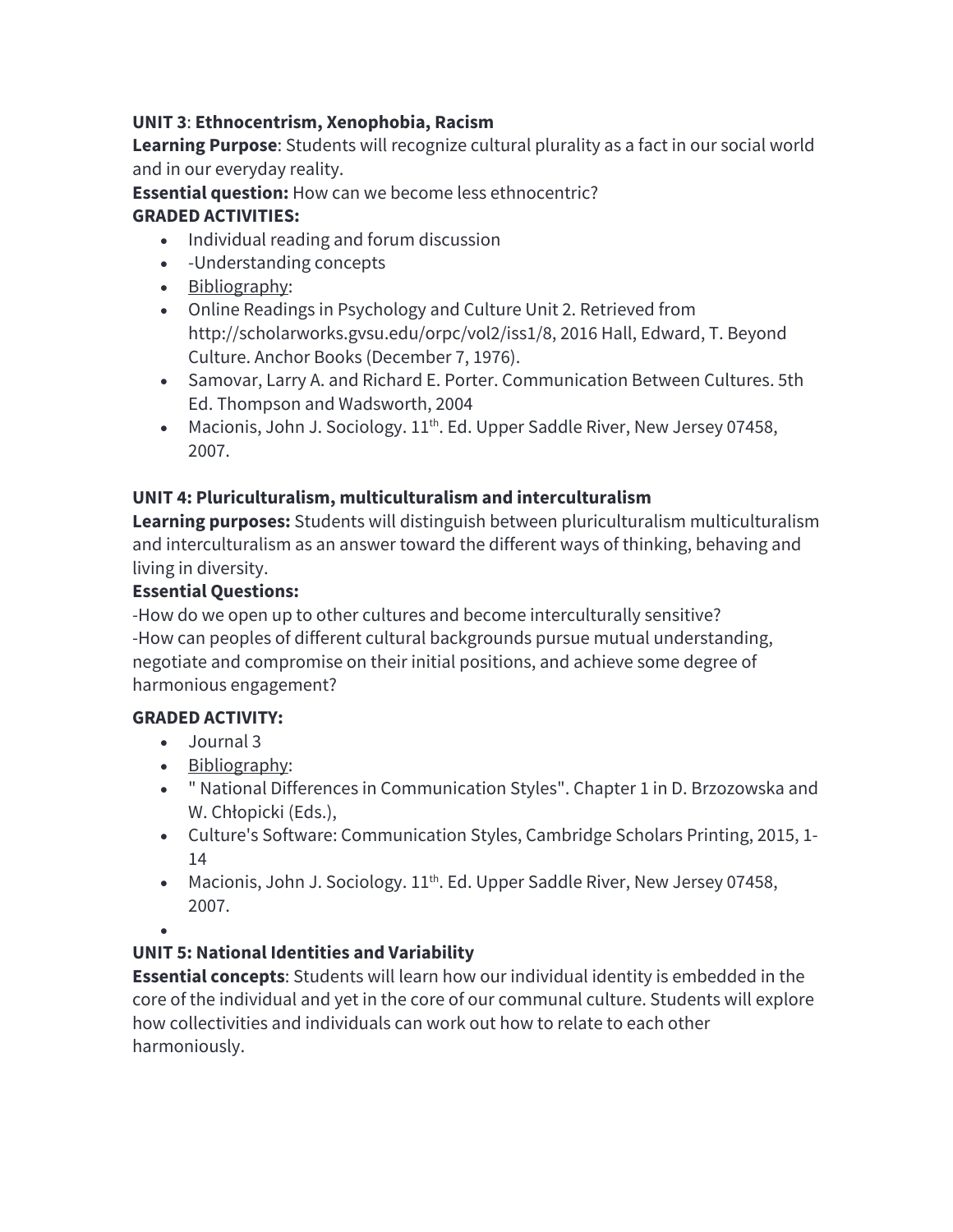**UNIT 3**: **Ethnocentrism, Xenophobia, Racism**

**Learning Purpose**: Students will recognize cultural plurality as a fact in our social world and in our everyday reality.

**Essential question:** How can we become less ethnocentric?

**GRADED ACTIVITIES:**

- Individual reading and forum discussion
- -Understanding concepts
- Bibliography:
- Online Readings in Psychology and Culture Unit 2. Retrieved from http://scholarworks.gvsu.edu/orpc/vol2/iss1/8, 2016 Hall, Edward, T. Beyond Culture. Anchor Books (December 7, 1976).
- Samovar, Larry A. and Richard E. Porter. Communication Between Cultures. 5th Ed. Thompson and Wadsworth, 2004
- Macionis, John J. Sociology. 11th. Ed. Upper Saddle River, New Jersey 07458, 2007.

**UNIT 4: Pluriculturalism, multiculturalism and interculturalism**

**Learning purposes:** Students will distinguish between pluriculturalism multiculturalism and interculturalism as an answer toward the different ways of thinking, behaving and living in diversity.

**Essential Questions:**

-How do we open up to other cultures and become interculturally sensitive?

-How can peoples of different cultural backgrounds pursue mutual understanding, negotiate and compromise on their initial positions, and achieve some degree of harmonious engagement?

**GRADED ACTIVITY:**

- Journal 3
- Bibliography:
- " National Differences in Communication Styles". Chapter 1 in D. Brzozowska and W. Chłopicki (Eds.),
- Culture's Software: Communication Styles, Cambridge Scholars Printing, 2015, 1-14
- Macionis, John J. Sociology. 11th. Ed. Upper Saddle River, New Jersey 07458, 2007.

**UNIT 5: National Identities and Variability**

**Essential concepts**: Students will learn how our individual identity is embedded in the core of the individual and yet in the core of our communal culture. Students will explore how collectivities and individuals can work out how to relate to each other harmoniously.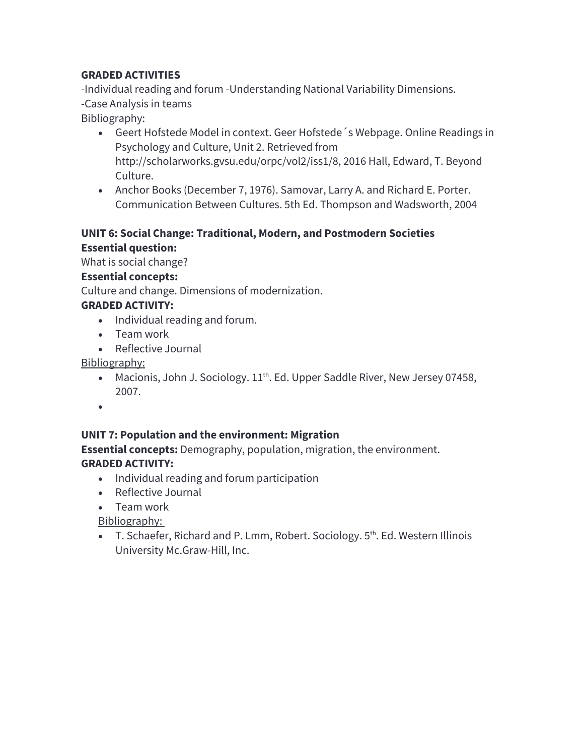**GRADED ACTIVITIES**

-Individual reading and forum -Understanding National Variability Dimensions.

-Case Analysis in teams

Bibliography:

- Geert Hofstede Model in context. Geer Hofstede´s Webpage. Online Readings in Psychology and Culture, Unit 2. Retrieved from http://scholarworks.gvsu.edu/orpc/vol2/iss1/8, 2016 Hall, Edward, T. Beyond Culture.
- Anchor Books (December 7, 1976). Samovar, Larry A. and Richard E. Porter. Communication Between Cultures. 5th Ed. Thompson and Wadsworth, 2004

**UNIT 6: Social Change: Traditional, Modern, and Postmodern Societies**

**Essential question:**

What is social change?

**Essential concepts:**

Culture and change. Dimensions of modernization.

**GRADED ACTIVITY:**

- Individual reading and forum.
- Team work
- Reflective Journal

Bibliography:

- Macionis, John J. Sociology. 11th. Ed. Upper Saddle River, New Jersey 07458, 2007.
- 

**UNIT 7: Population and the environment: Migration**

**Essential concepts:** Demography, population, migration, the environment.

**GRADED ACTIVITY:**

- Individual reading and forum participation
- Reflective Journal
- Team work

Bibliography:

- T. Schaefer, Richard and P. Lmm, Robert. Sociology. 5th. Ed. Western Illinois University Mc.Graw-Hill, Inc.